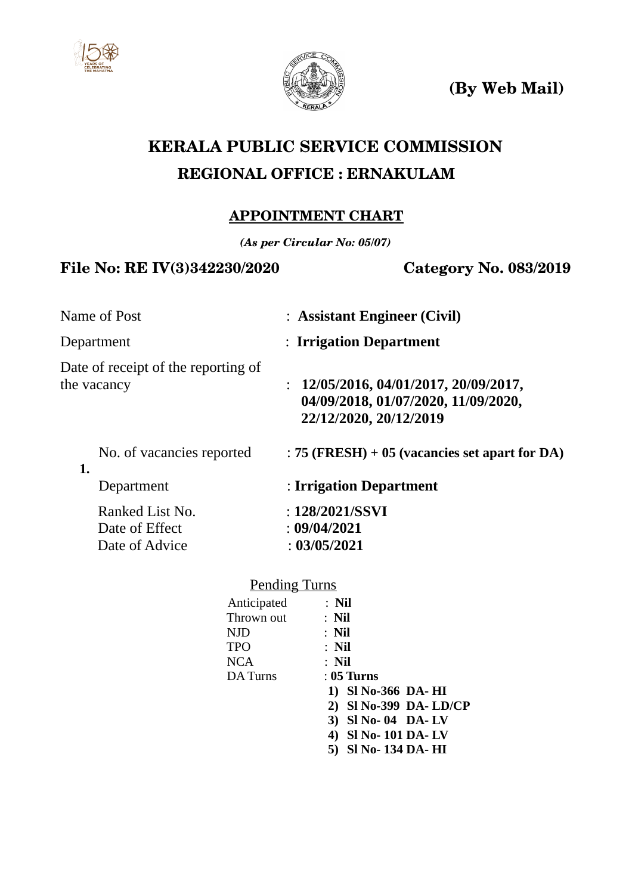**(By Web Mail)**

# KERALA PUBLIC SERVICE COMMISSION

## REGIONAL OFFICE : ERNAKULAM

### APPOINTMENT CHART

***(As per Circular No: 05/07)***

**File No: RE IV(3)342230/2020** **Category No. 083/2019**

Name of Post : **Assistant Engineer (Civil)**

Department : **Irrigation Department**

Date of receipt of the reporting of the vacancy : **12/05/2016, 04/01/2017, 20/09/2017, 04/09/2018, 01/07/2020, 11/09/2020, 22/12/2020, 20/12/2019**

**1.**

No. of vacancies reported : **75 (FRESH) + 05 (vacancies set apart for DA)**

Department : **Irrigation Department**

Ranked List No. : **128/2021/SSVI**

Date of Effect : **09/04/2021**

Date of Advice : **03/05/2021**

Pending Turns

Anticipated : **Nil**

Thrown out : **Nil**

NJD : **Nil**

TPO : **Nil**

NCA : **Nil**

DA Turns : **05 Turns**

1) **Sl No-366 DA- HI**
2) **Sl No-399 DA- LD/CP**
3) **Sl No- 04 DA- LV**
4) **Sl No- 101 DA- LV**
5) **Sl No- 134 DA- HI**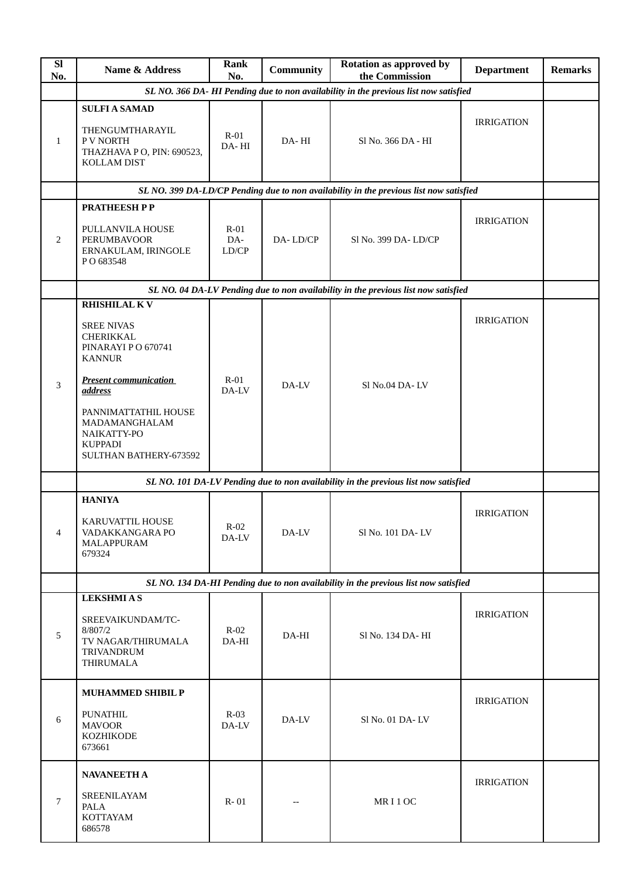| Sl No. | Name & Address | Rank No. | Community | Rotation as approved by the Commission | Department | Remarks |
|---|---|---|---|---|---|---|
| | *SL NO. 366 DA- HI Pending due to non availability in the previous list now satisfied* | | | | | |
| 1 | **SULFI A SAMAD**<br><br>THENGUMTHARAYIL<br>P V NORTH<br>THAZHAVA P O, PIN: 690523,<br>KOLLAM DIST | R-01<br>DA- HI | DA- HI | Sl No. 366 DA - HI | IRRIGATION | |
| | *SL NO. 399 DA-LD/CP Pending due to non availability in the previous list now satisfied* | | | | | |
| 2 | **PRATHEESH P P**<br><br>PULLANVILA HOUSE<br>PERUMBAVOOR<br>ERNAKULAM, IRINGOLE<br>P O 683548 | R-01<br>DA-<br>LD/CP | DA- LD/CP | Sl No. 399 DA- LD/CP | IRRIGATION | |
| | *SL NO. 04 DA-LV Pending due to non availability in the previous list now satisfied* | | | | | |
| 3 | **RHISHILAL K V**<br><br>SREE NIVAS<br>CHERIKKAL<br>PINARAYI P O 670741<br>KANNUR<br><br>***Present communication address***<br><br>PANNIMATTATHIL HOUSE<br>MADAMANGHALAM<br>NAIKATTY-PO<br>KUPPADI<br>SULTHAN BATHERY-673592 | R-01<br>DA-LV | DA-LV | Sl No.04 DA- LV | IRRIGATION | |
| | *SL NO. 101 DA-LV Pending due to non availability in the previous list now satisfied* | | | | | |
| 4 | **HANIYA**<br><br>KARUVATTIL HOUSE<br>VADAKKANGARA PO<br>MALAPPURAM<br>679324 | R-02<br>DA-LV | DA-LV | Sl No. 101 DA- LV | IRRIGATION | |
| | *SL NO. 134 DA-HI Pending due to non availability in the previous list now satisfied* | | | | | |
| 5 | **LEKSHMI A S**<br><br>SREEVAIKUNDAM/TC-8/807/2<br>TV NAGAR/THIRUMALA<br>TRIVANDRUM<br>THIRUMALA | R-02<br>DA-HI | DA-HI | Sl No. 134 DA- HI | IRRIGATION | |
| 6 | **MUHAMMED SHIBIL P**<br><br>PUNATHIL<br>MAVOOR<br>KOZHIKODE<br>673661 | R-03<br>DA-LV | DA-LV | Sl No. 01 DA- LV | IRRIGATION | |
| 7 | **NAVANEETH A**<br><br>SREENILAYAM<br>PALA<br>KOTTAYAM<br>686578 | R- 01 | -- | MR I 1 OC | IRRIGATION | |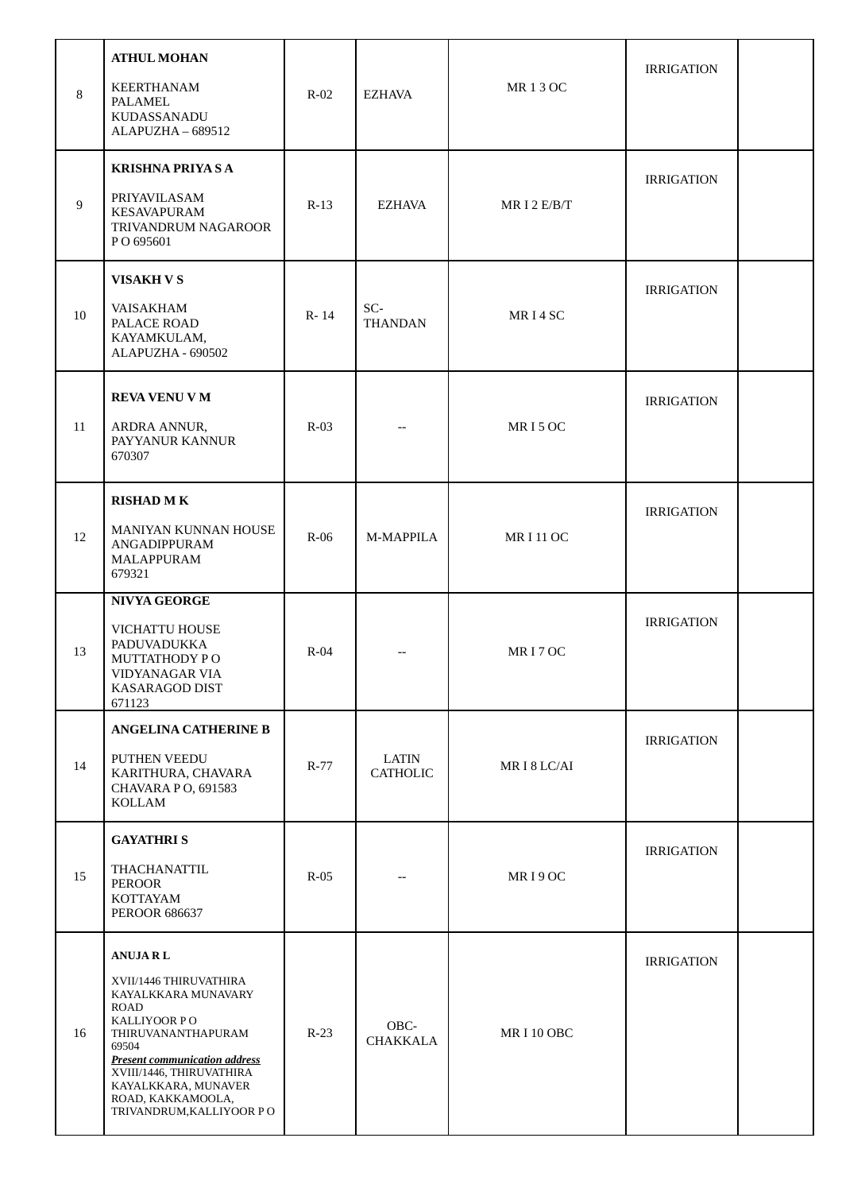| | | | | | | |
|---|---|---|---|---|---|---|
| 8 | **ATHUL MOHAN**<br><br>KEERTHANAM<br>PALAMEL<br>KUDASSANADU<br>ALAPUZHA – 689512 | R-02 | EZHAVA | MR 1 3 OC | IRRIGATION | |
| 9 | **KRISHNA PRIYA S A**<br><br>PRIYAVILASAM<br>KESAVAPURAM<br>TRIVANDRUM NAGAROOR<br>P O 695601 | R-13 | EZHAVA | MR I 2 E/B/T | IRRIGATION | |
| 10 | **VISAKH V S**<br><br>VAISAKHAM<br>PALACE ROAD<br>KAYAMKULAM,<br>ALAPUZHA - 690502 | R- 14 | SC-<br>THANDAN | MR I 4 SC | IRRIGATION | |
| 11 | **REVA VENU V M**<br><br>ARDRA ANNUR,<br>PAYYANUR KANNUR<br>670307 | R-03 | -- | MR I 5 OC | IRRIGATION | |
| 12 | **RISHAD M K**<br><br>MANIYAN KUNNAN HOUSE<br>ANGADIPPURAM<br>MALAPPURAM<br>679321 | R-06 | M-MAPPILA | MR I 11 OC | IRRIGATION | |
| 13 | **NIVYA GEORGE**<br><br>VICHATTU HOUSE<br>PADUVADUKKA<br>MUTTATHODY P O<br>VIDYANAGAR VIA<br>KASARAGOD DIST<br>671123 | R-04 | -- | MR I 7 OC | IRRIGATION | |
| 14 | **ANGELINA CATHERINE B**<br><br>PUTHEN VEEDU<br>KARITHURA, CHAVARA<br>CHAVARA P O, 691583<br>KOLLAM | R-77 | LATIN<br>CATHOLIC | MR I 8 LC/AI | IRRIGATION | |
| 15 | **GAYATHRI S**<br><br>THACHANATTIL<br>PEROOR<br>KOTTAYAM<br>PEROOR 686637 | R-05 | -- | MR I 9 OC | IRRIGATION | |
| 16 | **ANUJA R L**<br><br>XVII/1446 THIRUVATHIRA<br>KAYALKKARA MUNAVARY<br>ROAD<br>KALLIYOOR P O<br>THIRUVANANTHAPURAM<br>69504<br>***Present communication address***<br>XVIII/1446, THIRUVATHIRA<br>KAYALKKARA, MUNAVER<br>ROAD, KAKKAMOOLA,<br>TRIVANDRUM,KALLIYOOR P O | R-23 | OBC-<br>CHAKKALA | MR I 10 OBC | IRRIGATION | |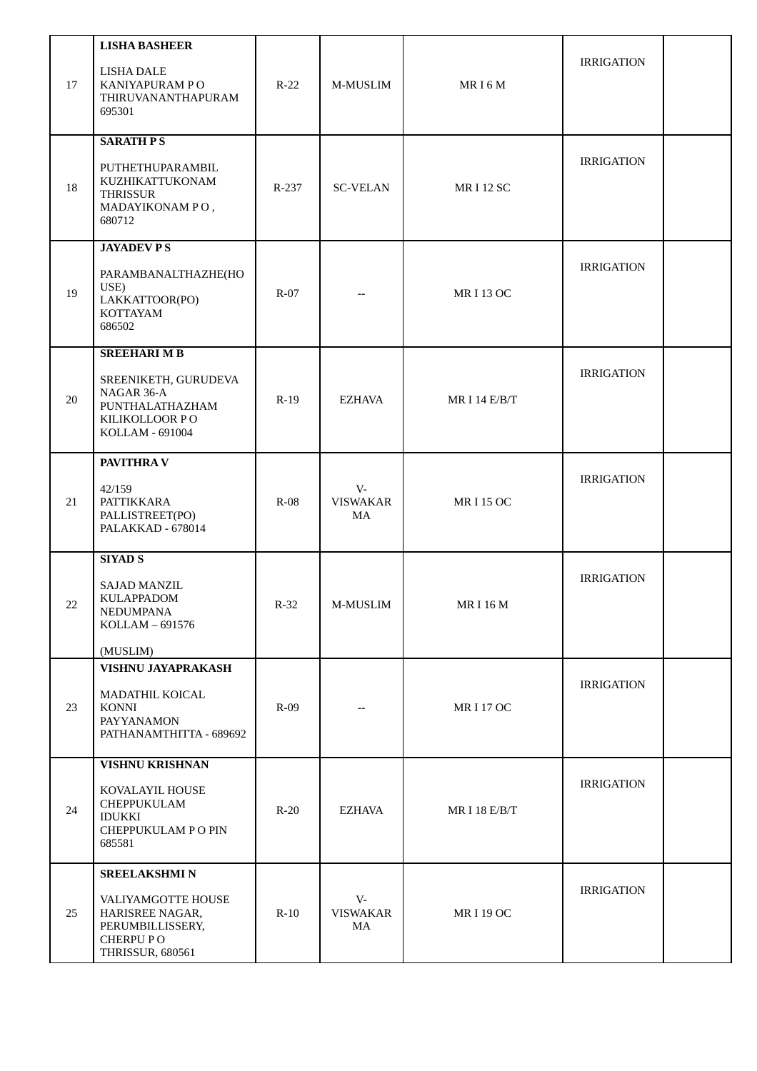| | | | | | | |
|---|---|---|---|---|---|---|
| 17 | **LISHA BASHEER**<br><br>LISHA DALE<br>KANIYAPURAM P O<br>THIRUVANANTHAPURAM<br>695301 | R-22 | M-MUSLIM | MR I 6 M | IRRIGATION | |
| 18 | **SARATH P S**<br><br>PUTHETHUPARAMBIL<br>KUZHIKATTUKONAM<br>THRISSUR<br>MADAYIKONAM P O ,<br>680712 | R-237 | SC-VELAN | MR I 12 SC | IRRIGATION | |
| 19 | **JAYADEV P S**<br><br>PARAMBANALTHAZHE(HOUSE)<br>LAKKATTOOR(PO)<br>KOTTAYAM<br>686502 | R-07 | -- | MR I 13 OC | IRRIGATION | |
| 20 | **SREEHARI M B**<br><br>SREENIKETH, GURUDEVA NAGAR 36-A<br>PUNTHALATHAZHAM<br>KILIKOLLOOR P O<br>KOLLAM - 691004 | R-19 | EZHAVA | MR I 14 E/B/T | IRRIGATION | |
| 21 | **PAVITHRA V**<br><br>42/159<br>PATTIKKARA<br>PALLISTREET(PO)<br>PALAKKAD - 678014 | R-08 | V-VISWAKARMA | MR I 15 OC | IRRIGATION | |
| 22 | **SIYAD S**<br><br>SAJAD MANZIL<br>KULAPPADOM<br>NEDUMPANA<br>KOLLAM – 691576<br><br>(MUSLIM) | R-32 | M-MUSLIM | MR I 16 M | IRRIGATION | |
| 23 | **VISHNU JAYAPRAKASH**<br><br>MADATHIL KOICAL<br>KONNI<br>PAYYANAMON<br>PATHANAMTHITTA - 689692 | R-09 | -- | MR I 17 OC | IRRIGATION | |
| 24 | **VISHNU KRISHNAN**<br><br>KOVALAYIL HOUSE<br>CHEPPUKULAM<br>IDUKKI<br>CHEPPUKULAM P O PIN<br>685581 | R-20 | EZHAVA | MR I 18 E/B/T | IRRIGATION | |
| 25 | **SREELAKSHMI N**<br><br>VALIYAMGOTTE HOUSE<br>HARISREE NAGAR,<br>PERUMBILLISSERY,<br>CHERPU P O<br>THRISSUR, 680561 | R-10 | V-VISWAKARMA | MR I 19 OC | IRRIGATION | |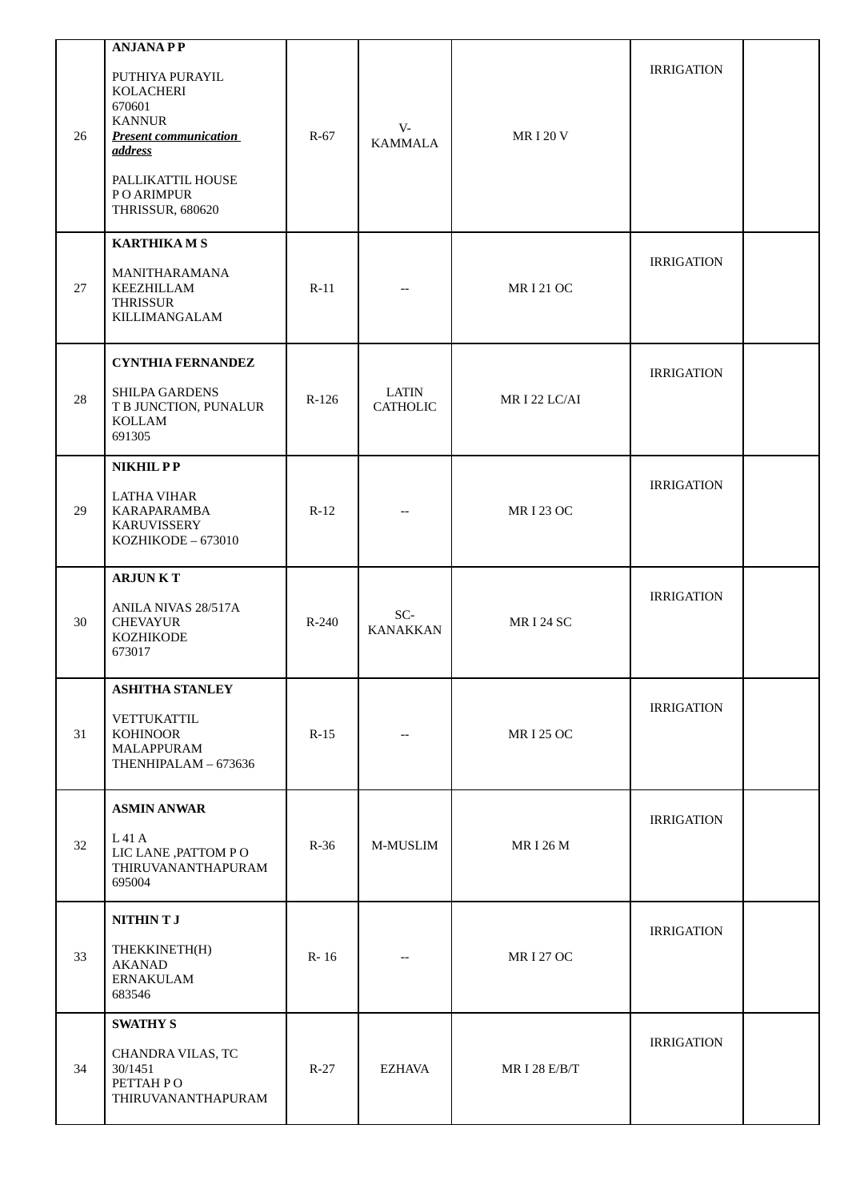| 26 | **ANJANA P P**<br><br>PUTHIYA PURAYIL<br>KOLACHERI<br>670601<br>KANNUR<br>***Present communication address***<br><br>PALLIKATTIL HOUSE<br>P O ARIMPUR<br>THRISSUR, 680620 | R-67 | V-KAMMALA | MR I 20 V | IRRIGATION | |
|---|---|---|---|---|---|---|
| 27 | **KARTHIKA M S**<br><br>MANITHARAMANA<br>KEEZHILLAM<br>THRISSUR<br>KILLIMANGALAM | R-11 | -- | MR I 21 OC | IRRIGATION | |
| 28 | **CYNTHIA FERNANDEZ**<br><br>SHILPA GARDENS<br>T B JUNCTION, PUNALUR<br>KOLLAM<br>691305 | R-126 | LATIN CATHOLIC | MR I 22 LC/AI | IRRIGATION | |
| 29 | **NIKHIL P P**<br><br>LATHA VIHAR<br>KARAPARAMBA<br>KARUVISSERY<br>KOZHIKODE – 673010 | R-12 | -- | MR I 23 OC | IRRIGATION | |
| 30 | **ARJUN K T**<br><br>ANILA NIVAS 28/517A<br>CHEVAYUR<br>KOZHIKODE<br>673017 | R-240 | SC-KANAKKAN | MR I 24 SC | IRRIGATION | |
| 31 | **ASHITHA STANLEY**<br><br>VETTUKATTIL<br>KOHINOOR<br>MALAPPURAM<br>THENHIPALAM – 673636 | R-15 | -- | MR I 25 OC | IRRIGATION | |
| 32 | **ASMIN ANWAR**<br><br>L 41 A<br>LIC LANE ,PATTOM P O<br>THIRUVANANTHAPURAM<br>695004 | R-36 | M-MUSLIM | MR I 26 M | IRRIGATION | |
| 33 | **NITHIN T J**<br><br>THEKKINETH(H)<br>AKANAD<br>ERNAKULAM<br>683546 | R- 16 | -- | MR I 27 OC | IRRIGATION | |
| 34 | **SWATHY S**<br><br>CHANDRA VILAS, TC 30/1451<br>PETTAH P O<br>THIRUVANANTHAPURAM | R-27 | EZHAVA | MR I 28 E/B/T | IRRIGATION | |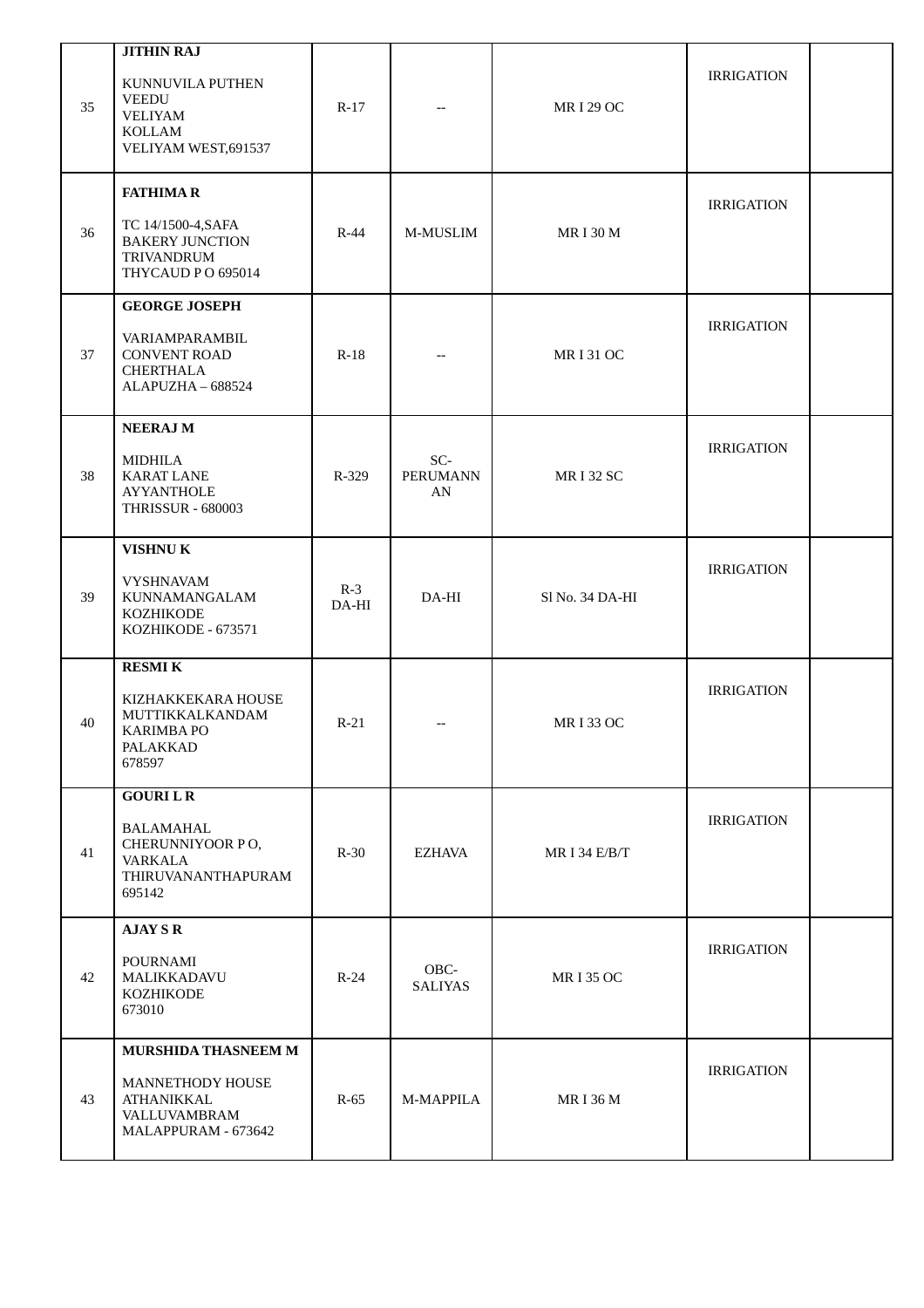| | | | | | | |
|---|---|---|---|---|---|---|
| 35 | **JITHIN RAJ**<br><br>KUNNUVILA PUTHEN VEEDU<br>VELIYAM<br>KOLLAM<br>VELIYAM WEST,691537 | R-17 | -- | MR I 29 OC | IRRIGATION | |
| 36 | **FATHIMA R**<br><br>TC 14/1500-4,SAFA<br>BAKERY JUNCTION<br>TRIVANDRUM<br>THYCAUD P O 695014 | R-44 | M-MUSLIM | MR I 30 M | IRRIGATION | |
| 37 | **GEORGE JOSEPH**<br><br>VARIAMPARAMBIL<br>CONVENT ROAD<br>CHERTHALA<br>ALAPUZHA – 688524 | R-18 | -- | MR I 31 OC | IRRIGATION | |
| 38 | **NEERAJ M**<br><br>MIDHILA<br>KARAT LANE<br>AYYANTHOLE<br>THRISSUR - 680003 | R-329 | SC-PERUMANNAN | MR I 32 SC | IRRIGATION | |
| 39 | **VISHNU K**<br><br>VYSHNAVAM<br>KUNNAMANGALAM<br>KOZHIKODE<br>KOZHIKODE - 673571 | R-3 DA-HI | DA-HI | Sl No. 34 DA-HI | IRRIGATION | |
| 40 | **RESMI K**<br><br>KIZHAKKEKARA HOUSE<br>MUTTIKKALKANDAM<br>KARIMBA PO<br>PALAKKAD<br>678597 | R-21 | -- | MR I 33 OC | IRRIGATION | |
| 41 | **GOURI L R**<br><br>BALAMAHAL<br>CHERUNNIYOOR P O,<br>VARKALA<br>THIRUVANANTHAPURAM<br>695142 | R-30 | EZHAVA | MR I 34 E/B/T | IRRIGATION | |
| 42 | **AJAY S R**<br><br>POURNAMI<br>MALIKKADAVU<br>KOZHIKODE<br>673010 | R-24 | OBC-SALIYAS | MR I 35 OC | IRRIGATION | |
| 43 | **MURSHIDA THASNEEM M**<br><br>MANNETHODY HOUSE<br>ATHANIKKAL<br>VALLUVAMBRAM<br>MALAPPURAM - 673642 | R-65 | M-MAPPILA | MR I 36 M | IRRIGATION | |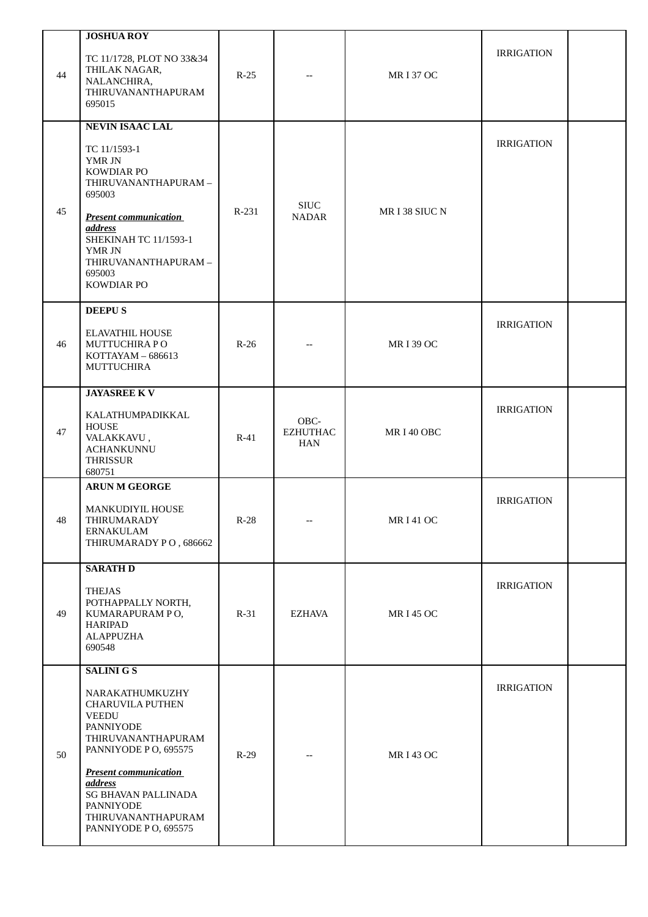| | | | | | | |
|---|---|---|---|---|---|---|
| 44 | **JOSHUA ROY**<br><br>TC 11/1728, PLOT NO 33&34<br>THILAK NAGAR,<br>NALANCHIRA,<br>THIRUVANANTHAPURAM<br>695015 | R-25 | -- | MR I 37 OC | IRRIGATION | |
| 45 | **NEVIN ISAAC LAL**<br><br>TC 11/1593-1<br>YMR JN<br>KOWDIAR PO<br>THIRUVANANTHAPURAM – 695003<br><br>***Present communication address***<br>SHEKINAH TC 11/1593-1<br>YMR JN<br>THIRUVANANTHAPURAM – 695003<br>KOWDIAR PO | R-231 | SIUC NADAR | MR I 38 SIUC N | IRRIGATION | |
| 46 | **DEEPU S**<br><br>ELAVATHIL HOUSE<br>MUTTUCHIRA P O<br>KOTTAYAM – 686613<br>MUTTUCHIRA | R-26 | -- | MR I 39 OC | IRRIGATION | |
| 47 | **JAYASREE K V**<br><br>KALATHUMPADIKKAL HOUSE<br>VALAKKAVU ,<br>ACHANKUNNU<br>THRISSUR<br>680751 | R-41 | OBC-EZHUTHACHAN | MR I 40 OBC | IRRIGATION | |
| 48 | **ARUN M GEORGE**<br><br>MANKUDIYIL HOUSE<br>THIRUMARADY<br>ERNAKULAM<br>THIRUMARADY P O , 686662 | R-28 | -- | MR I 41 OC | IRRIGATION | |
| 49 | **SARATH D**<br><br>THEJAS<br>POTHAPPALLY NORTH,<br>KUMARAPURAM P O,<br>HARIPAD<br>ALAPPUZHA<br>690548 | R-31 | EZHAVA | MR I 45 OC | IRRIGATION | |
| 50 | **SALINI G S**<br><br>NARAKATHUMKUZHY<br>CHARUVILA PUTHEN VEEDU<br>PANNIYODE<br>THIRUVANANTHAPURAM<br>PANNIYODE P O, 695575<br><br>***Present communication address***<br>SG BHAVAN PALLINADA<br>PANNIYODE<br>THIRUVANANTHAPURAM<br>PANNIYODE P O, 695575 | R-29 | -- | MR I 43 OC | IRRIGATION | |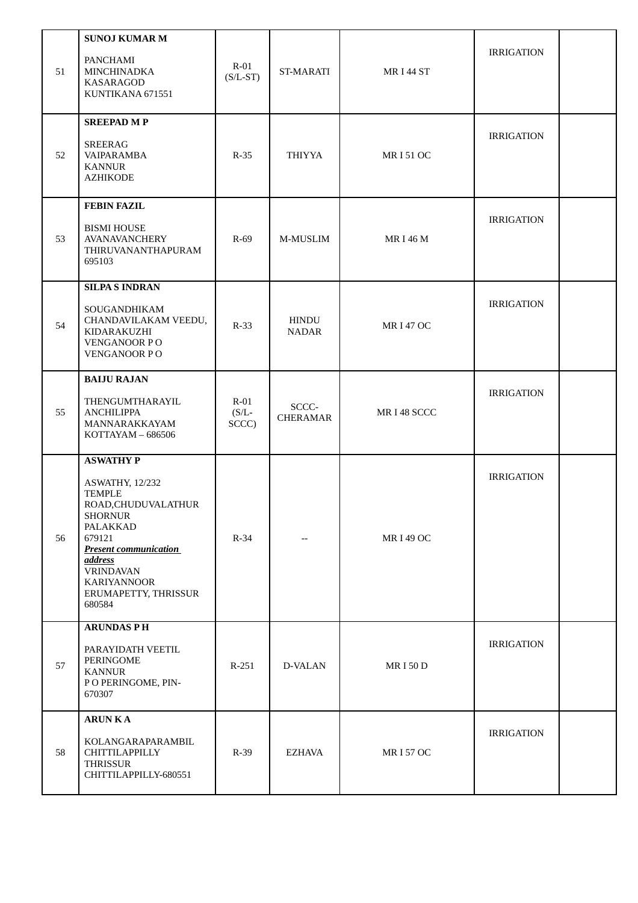| 51 | **SUNOJ KUMAR M**<br><br>PANCHAMI<br>MINCHINADKA<br>KASARAGOD<br>KUNTIKANA 671551 | R-01<br>(S/L-ST) | ST-MARATI | MR I 44 ST | IRRIGATION | |
|---|---|---|---|---|---|---|
| 52 | **SREEPAD M P**<br><br>SREERAG<br>VAIPARAMBA<br>KANNUR<br>AZHIKODE | R-35 | THIYYA | MR I 51 OC | IRRIGATION | |
| 53 | **FEBIN FAZIL**<br><br>BISMI HOUSE<br>AVANAVANCHERY<br>THIRUVANANTHAPURAM<br>695103 | R-69 | M-MUSLIM | MR I 46 M | IRRIGATION | |
| 54 | **SILPA S INDRAN**<br><br>SOUGANDHIKAM<br>CHANDAVILAKAM VEEDU,<br>KIDARAKUZHI<br>VENGANOOR P O<br>VENGANOOR P O | R-33 | HINDU<br>NADAR | MR I 47 OC | IRRIGATION | |
| 55 | **BAIJU RAJAN**<br><br>THENGUMTHARAYIL<br>ANCHILIPPA<br>MANNARAKKAYAM<br>KOTTAYAM – 686506 | R-01<br>(S/L-<br>SCCC) | SCCC-<br>CHERAMAR | MR I 48 SCCC | IRRIGATION | |
| 56 | **ASWATHY P**<br><br>ASWATHY, 12/232<br>TEMPLE<br>ROAD,CHUDUVALATHUR<br>SHORNUR<br>PALAKKAD<br>679121<br>***Present communication address***<br>VRINDAVAN<br>KARIYANNOOR<br>ERUMAPETTY, THRISSUR<br>680584 | R-34 | -- | MR I 49 OC | IRRIGATION | |
| 57 | **ARUNDAS P H**<br><br>PARAYIDATH VEETIL<br>PERINGOME<br>KANNUR<br>P O PERINGOME, PIN-<br>670307 | R-251 | D-VALAN | MR I 50 D | IRRIGATION | |
| 58 | **ARUN K A**<br><br>KOLANGARAPARAMBIL<br>CHITTILAPPILLY<br>THRISSUR<br>CHITTILAPPILLY-680551 | R-39 | EZHAVA | MR I 57 OC | IRRIGATION | |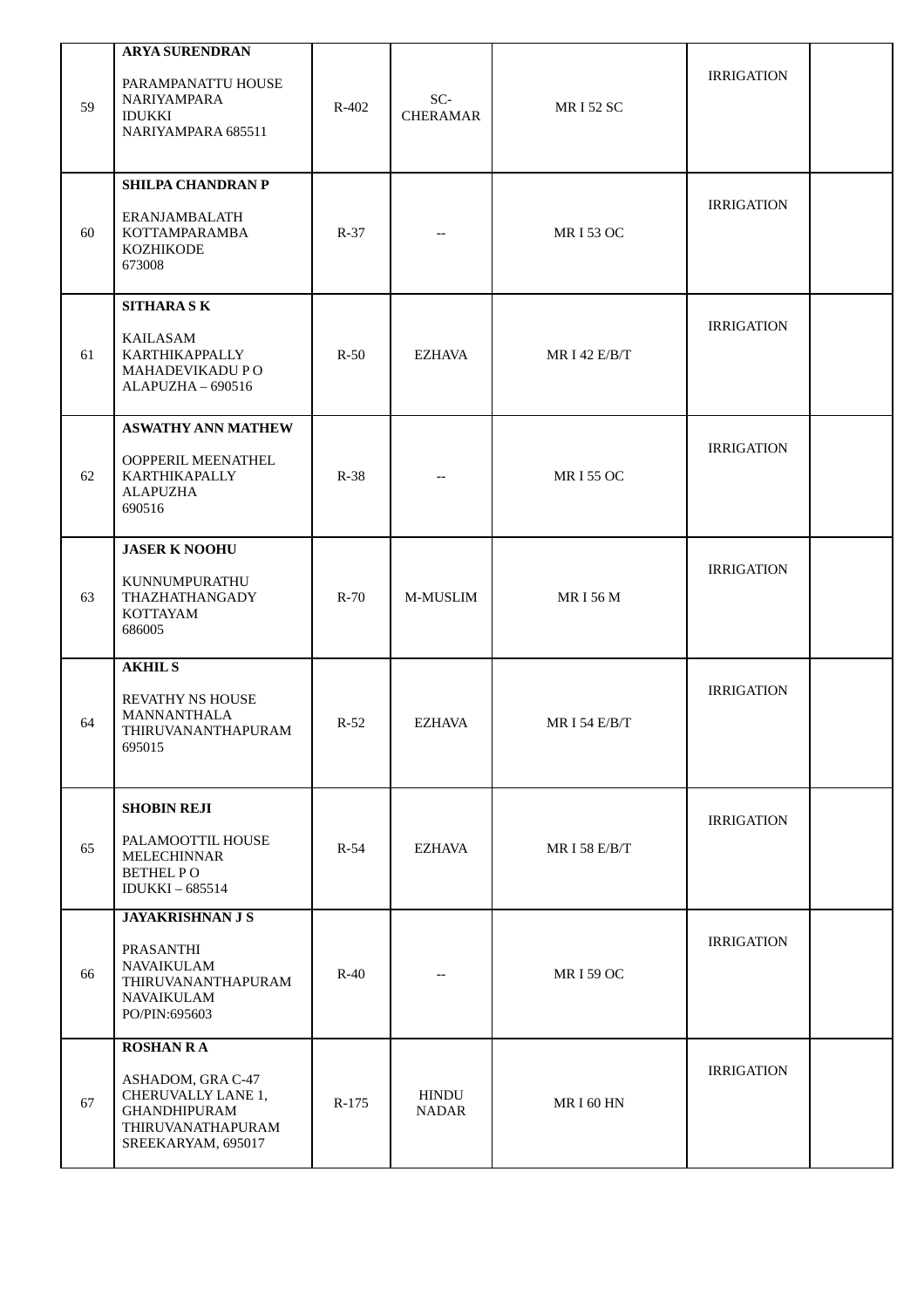| | | | | | | |
|---|---|---|---|---|---|---|
| 59 | **ARYA SURENDRAN**<br><br>PARAMPANATTU HOUSE<br>NARIYAMPARA<br>IDUKKI<br>NARIYAMPARA 685511 | R-402 | SC-CHERAMAR | MR I 52 SC | IRRIGATION | |
| 60 | **SHILPA CHANDRAN P**<br><br>ERANJAMBALATH<br>KOTTAMPARAMBA<br>KOZHIKODE<br>673008 | R-37 | -- | MR I 53 OC | IRRIGATION | |
| 61 | **SITHARA S K**<br><br>KAILASAM<br>KARTHIKAPPALLY<br>MAHADEVIKADU P O<br>ALAPUZHA – 690516 | R-50 | EZHAVA | MR I 42 E/B/T | IRRIGATION | |
| 62 | **ASWATHY ANN MATHEW**<br><br>OOPPERIL MEENATHEL<br>KARTHIKAPALLY<br>ALAPUZHA<br>690516 | R-38 | -- | MR I 55 OC | IRRIGATION | |
| 63 | **JASER K NOOHU**<br><br>KUNNUMPURATHU<br>THAZHATHANGADY<br>KOTTAYAM<br>686005 | R-70 | M-MUSLIM | MR I 56 M | IRRIGATION | |
| 64 | **AKHIL S**<br><br>REVATHY NS HOUSE<br>MANNANTHALA<br>THIRUVANANTHAPURAM<br>695015 | R-52 | EZHAVA | MR I 54 E/B/T | IRRIGATION | |
| 65 | **SHOBIN REJI**<br><br>PALAMOOTTIL HOUSE<br>MELECHINNAR<br>BETHEL P O<br>IDUKKI – 685514 | R-54 | EZHAVA | MR I 58 E/B/T | IRRIGATION | |
| 66 | **JAYAKRISHNAN J S**<br><br>PRASANTHI<br>NAVAIKULAM<br>THIRUVANANTHAPURAM<br>NAVAIKULAM<br>PO/PIN:695603 | R-40 | -- | MR I 59 OC | IRRIGATION | |
| 67 | **ROSHAN R A**<br><br>ASHADOM, GRA C-47<br>CHERUVALLY LANE 1,<br>GHANDHIPURAM<br>THIRUVANATHAPURAM<br>SREEKARYAM, 695017 | R-175 | HINDU NADAR | MR I 60 HN | IRRIGATION | |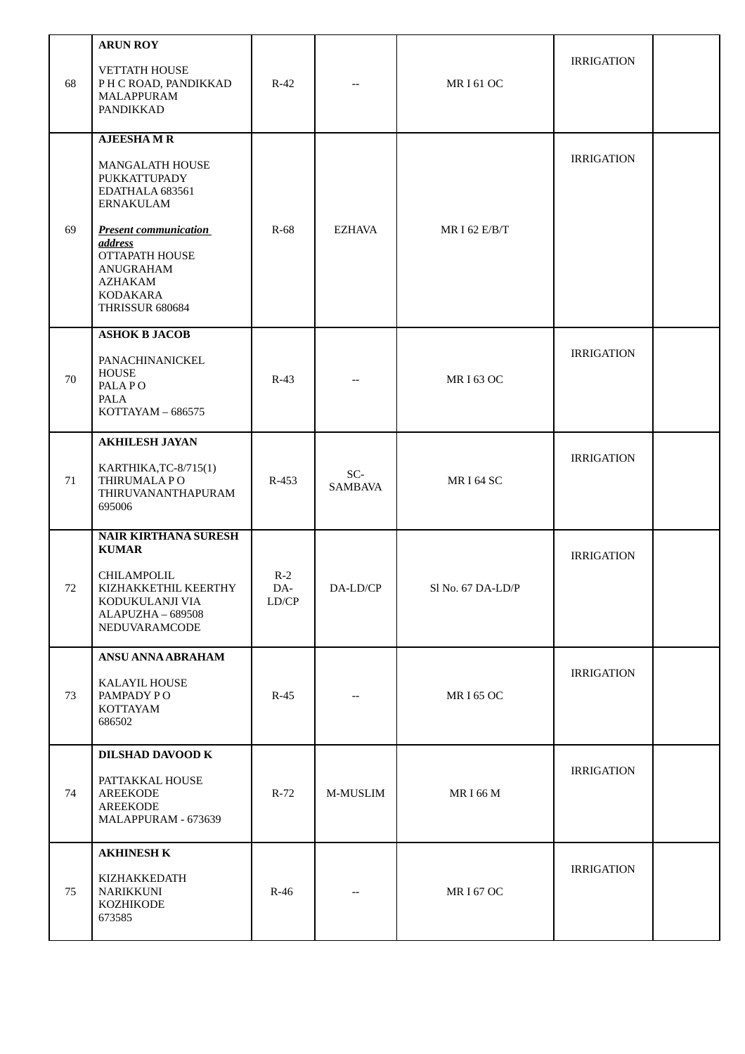| | | | | | | |
|---|---|---|---|---|---|---|
| 68 | **ARUN ROY**<br><br>VETTATH HOUSE<br>P H C ROAD, PANDIKKAD<br>MALAPPURAM<br>PANDIKKAD | R-42 | -- | MR I 61 OC | IRRIGATION | |
| 69 | **AJEESHA M R**<br><br>MANGALATH HOUSE<br>PUKKATTUPADY<br>EDATHALA 683561<br>ERNAKULAM<br><br>***Present communication address***<br>OTTAPATH HOUSE<br>ANUGRAHAM<br>AZHAKAM<br>KODAKARA<br>THRISSUR 680684 | R-68 | EZHAVA | MR I 62 E/B/T | IRRIGATION | |
| 70 | **ASHOK B JACOB**<br><br>PANACHINANICKEL HOUSE<br>PALA P O<br>PALA<br>KOTTAYAM – 686575 | R-43 | -- | MR I 63 OC | IRRIGATION | |
| 71 | **AKHILESH JAYAN**<br><br>KARTHIKA,TC-8/715(1)<br>THIRUMALA P O<br>THIRUVANANTHAPURAM<br>695006 | R-453 | SC-SAMBAVA | MR I 64 SC | IRRIGATION | |
| 72 | **NAIR KIRTHANA SURESH KUMAR**<br><br>CHILAMPOLIL<br>KIZHAKKETHIL KEERTHY<br>KODUKULANJI VIA<br>ALAPUZHA – 689508<br>NEDUVARAMCODE | R-2<br>DA-LD/CP | DA-LD/CP | Sl No. 67 DA-LD/P | IRRIGATION | |
| 73 | **ANSU ANNA ABRAHAM**<br><br>KALAYIL HOUSE<br>PAMPADY P O<br>KOTTAYAM<br>686502 | R-45 | -- | MR I 65 OC | IRRIGATION | |
| 74 | **DILSHAD DAVOOD K**<br><br>PATTAKKAL HOUSE<br>AREEKODE<br>AREEKODE<br>MALAPPURAM - 673639 | R-72 | M-MUSLIM | MR I 66 M | IRRIGATION | |
| 75 | **AKHINESH K**<br><br>KIZHAKKEDATH<br>NARIKKUNI<br>KOZHIKODE<br>673585 | R-46 | -- | MR I 67 OC | IRRIGATION | |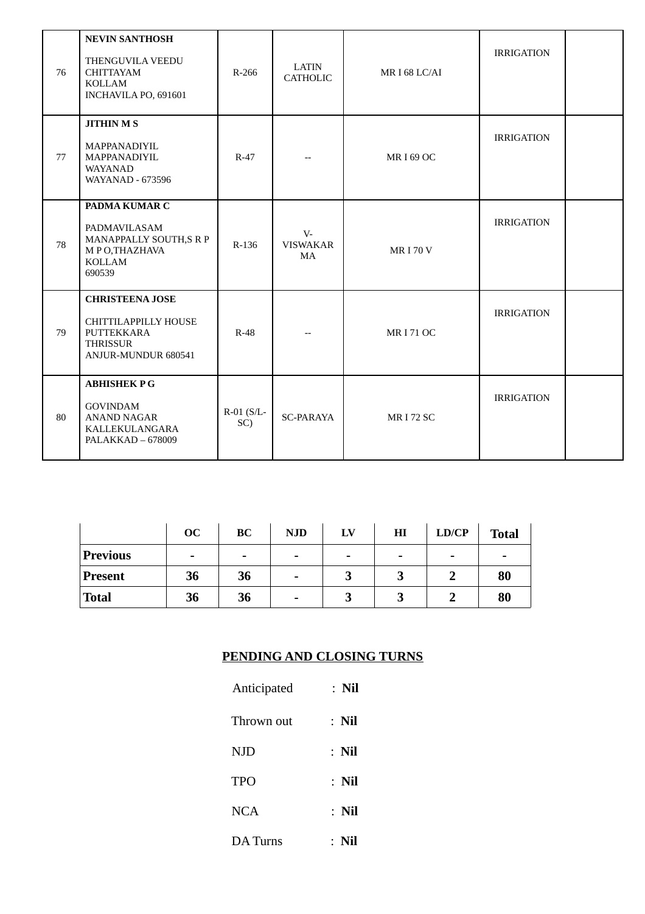| | | | | | | |
|---|---|---|---|---|---|---|
| 76 | **NEVIN SANTHOSH**<br><br>THENGUVILA VEEDU<br>CHITTAYAM<br>KOLLAM<br>INCHAVILA PO, 691601 | R-266 | LATIN CATHOLIC | MR I 68 LC/AI | IRRIGATION | |
| 77 | **JITHIN M S**<br><br>MAPPANADIYIL<br>MAPPANADIYIL<br>WAYANAD<br>WAYANAD - 673596 | R-47 | -- | MR I 69 OC | IRRIGATION | |
| 78 | **PADMA KUMAR C**<br><br>PADMAVILASAM<br>MANAPPALLY SOUTH,S R P M P O,THAZHAVA<br>KOLLAM<br>690539 | R-136 | V-VISWAKARMA | MR I 70 V | IRRIGATION | |
| 79 | **CHRISTEENA JOSE**<br><br>CHITTILAPPILLY HOUSE<br>PUTTEKKARA<br>THRISSUR<br>ANJUR-MUNDUR 680541 | R-48 | -- | MR I 71 OC | IRRIGATION | |
| 80 | **ABHISHEK P G**<br><br>GOVINDAM<br>ANAND NAGAR<br>KALLEKULANGARA<br>PALAKKAD – 678009 | R-01 (S/L-SC) | SC-PARAYA | MR I 72 SC | IRRIGATION | |

| | OC | BC | NJD | LV | HI | LD/CP | Total |
|---|---|---|---|---|---|---|---|
| **Previous** | - | - | - | - | - | - | - |
| **Present** | **36** | **36** | - | **3** | **3** | **2** | **80** |
| **Total** | **36** | **36** | - | **3** | **3** | **2** | **80** |

## PENDING AND CLOSING TURNS

Anticipated : **Nil**

Thrown out : **Nil**

NJD : **Nil**

TPO : **Nil**

NCA : **Nil**

DA Turns : **Nil**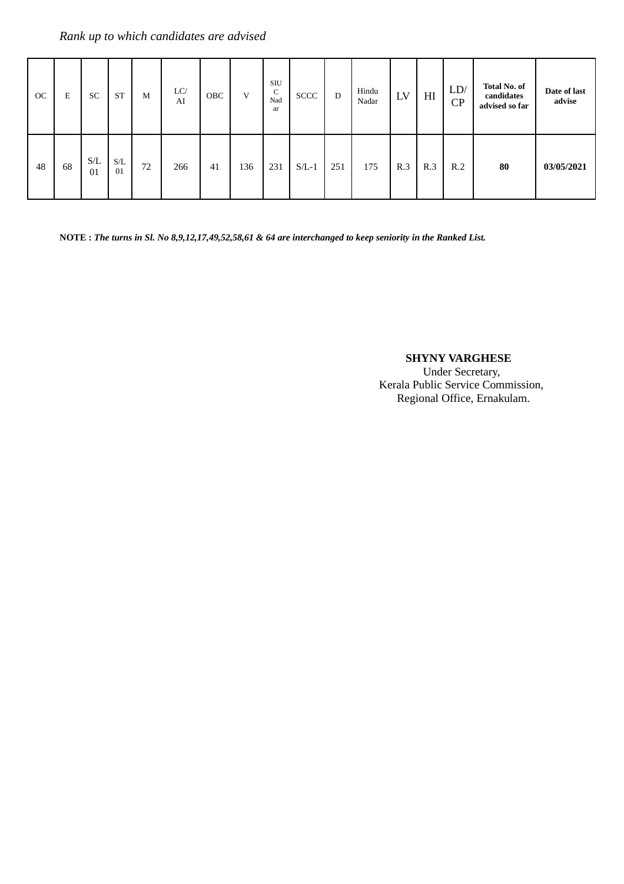*Rank up to which candidates are advised*

| OC | E | SC | ST | M | LC/ AI | OBC | V | SIUC Nadar | SCCC | D | Hindu Nadar | LV | HI | LD/ CP | **Total No. of candidates advised so far** | **Date of last advise** |
|---|---|---|---|---|---|---|---|---|---|---|---|---|---|---|---|---|
| 48 | 68 | S/L 01 | S/L 01 | 72 | 266 | 41 | 136 | 231 | S/L-1 | 251 | 175 | R.3 | R.3 | R.2 | **80** | **03/05/2021** |

**NOTE :** ***The turns in Sl. No 8,9,12,17,49,52,58,61 & 64 are interchanged to keep seniority in the Ranked List.***

**SHYNY VARGHESE**
Under Secretary,
Kerala Public Service Commission,
Regional Office, Ernakulam.